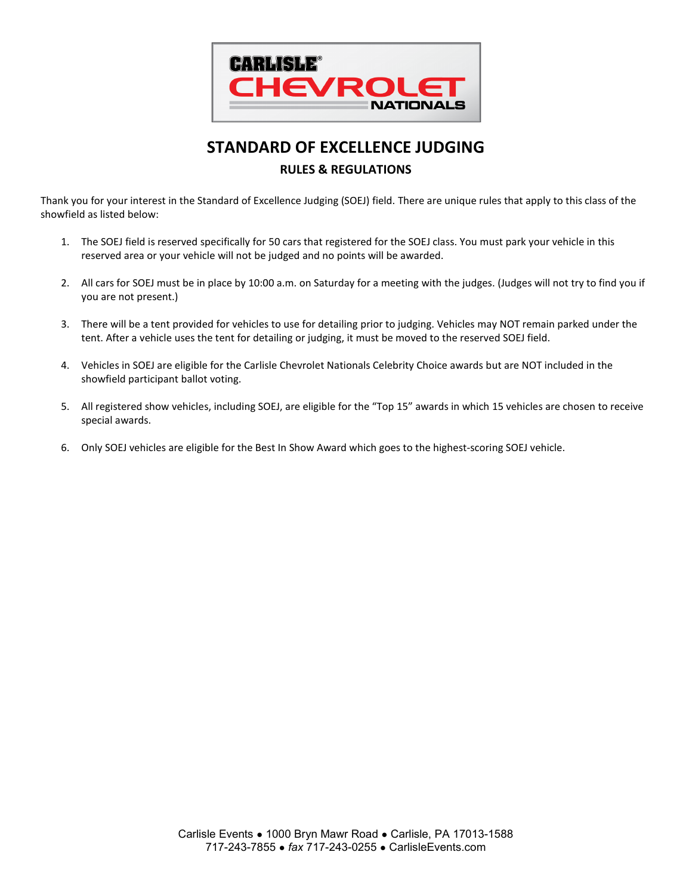# CARLISLE CHEVROLET NATIONALS

## STANDARD OF EXCELLENCE JUDGING

### RULES & REGULATIONS

Thank you for your interest in the Standard of Excellence Judging (SOEJ) field. There are unique rules that apply to this class of the showfield as listed below:

1. The SOEJ field is reserved specifically for 50 cars that registered for the SOEJ class. You must park your vehicle in this reserved area or your vehicle will not be judged and no points will be awarded.

2. All cars for SOEJ must be in place by 10:00 a.m. on Saturday for a meeting with the judges. (Judges will not try to find you if you are not present.)

3. There will be a tent provided for vehicles to use for detailing prior to judging. Vehicles may NOT remain parked under the tent. After a vehicle uses the tent for detailing or judging, it must be moved to the reserved SOEJ field.

4. Vehicles in SOEJ are eligible for the Carlisle Chevrolet Nationals Celebrity Choice awards but are NOT included in the showfield participant ballot voting.

5. All registered show vehicles, including SOEJ, are eligible for the "Top 15" awards in which 15 vehicles are chosen to receive special awards.

6. Only SOEJ vehicles are eligible for the Best In Show Award which goes to the highest-scoring SOEJ vehicle.

Carlisle Events ● 1000 Bryn Mawr Road ● Carlisle, PA 17013-1588
717-243-7855 ● *fax* 717-243-0255 ● CarlisleEvents.com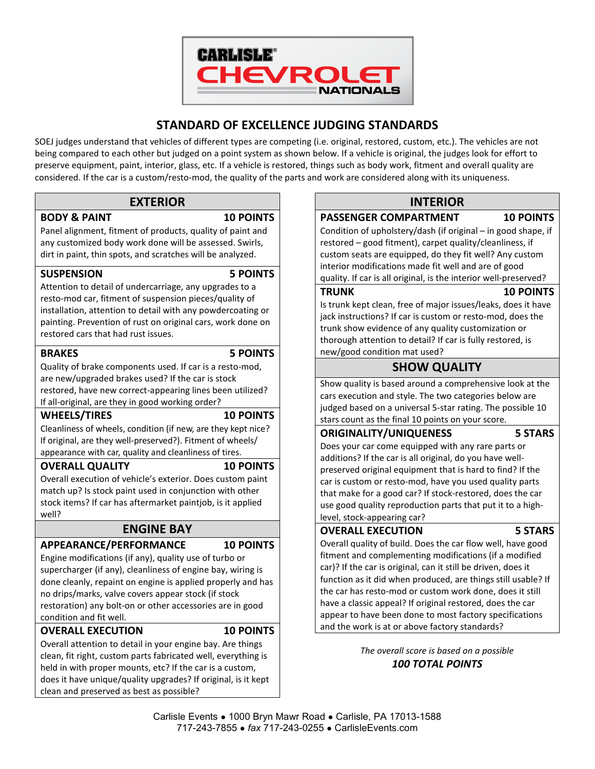**CARLISLE® CHEVROLET NATIONALS**

# STANDARD OF EXCELLENCE JUDGING STANDARDS

SOEJ judges understand that vehicles of different types are competing (i.e. original, restored, custom, etc.). The vehicles are not being compared to each other but judged on a point system as shown below. If a vehicle is original, the judges look for effort to preserve equipment, paint, interior, glass, etc. If a vehicle is restored, things such as body work, fitment and overall quality are considered. If the car is a custom/resto-mod, the quality of the parts and work are considered along with its uniqueness.

## EXTERIOR

### BODY & PAINT — 10 POINTS

Panel alignment, fitment of products, quality of paint and any customized body work done will be assessed. Swirls, dirt in paint, thin spots, and scratches will be analyzed.

### SUSPENSION — 5 POINTS

Attention to detail of undercarriage, any upgrades to a resto-mod car, fitment of suspension pieces/quality of installation, attention to detail with any powdercoating or painting. Prevention of rust on original cars, work done on restored cars that had rust issues.

### BRAKES — 5 POINTS

Quality of brake components used. If car is a resto-mod, are new/upgraded brakes used? If the car is stock restored, have new correct-appearing lines been utilized? If all-original, are they in good working order?

### WHEELS/TIRES — 10 POINTS

Cleanliness of wheels, condition (if new, are they kept nice? If original, are they well-preserved?). Fitment of wheels/appearance with car, quality and cleanliness of tires.

### OVERALL QUALITY — 10 POINTS

Overall execution of vehicle's exterior. Does custom paint match up? Is stock paint used in conjunction with other stock items? If car has aftermarket paintjob, is it applied well?

## ENGINE BAY

### APPEARANCE/PERFORMANCE — 10 POINTS

Engine modifications (if any), quality use of turbo or supercharger (if any), cleanliness of engine bay, wiring is done cleanly, repaint on engine is applied properly and has no drips/marks, valve covers appear stock (if stock restoration) any bolt-on or other accessories are in good condition and fit well.

### OVERALL EXECUTION — 10 POINTS

Overall attention to detail in your engine bay. Are things clean, fit right, custom parts fabricated well, everything is held in with proper mounts, etc? If the car is a custom, does it have unique/quality upgrades? If original, is it kept clean and preserved as best as possible?

## INTERIOR

### PASSENGER COMPARTMENT — 10 POINTS

Condition of upholstery/dash (if original – in good shape, if restored – good fitment), carpet quality/cleanliness, if custom seats are equipped, do they fit well? Any custom interior modifications made fit well and are of good quality. If car is all original, is the interior well-preserved?

### TRUNK — 10 POINTS

Is trunk kept clean, free of major issues/leaks, does it have jack instructions? If car is custom or resto-mod, does the trunk show evidence of any quality customization or thorough attention to detail? If car is fully restored, is new/good condition mat used?

## SHOW QUALITY

Show quality is based around a comprehensive look at the cars execution and style. The two categories below are judged based on a universal 5-star rating. The possible 10 stars count as the final 10 points on your score.

### ORIGINALITY/UNIQUENESS — 5 STARS

Does your car come equipped with any rare parts or additions? If the car is all original, do you have well-preserved original equipment that is hard to find? If the car is custom or resto-mod, have you used quality parts that make for a good car? If stock-restored, does the car use good quality reproduction parts that put it to a high-level, stock-appearing car?

### OVERALL EXECUTION — 5 STARS

Overall quality of build. Does the car flow well, have good fitment and complementing modifications (if a modified car)? If the car is original, can it still be driven, does it function as it did when produced, are things still usable? If the car has resto-mod or custom work done, does it still have a classic appeal? If original restored, does the car appear to have been done to most factory specifications and the work is at or above factory standards?

*The overall score is based on a possible*
***100 TOTAL POINTS***

Carlisle Events • 1000 Bryn Mawr Road • Carlisle, PA 17013-1588
717-243-7855 • *fax* 717-243-0255 • CarlisleEvents.com